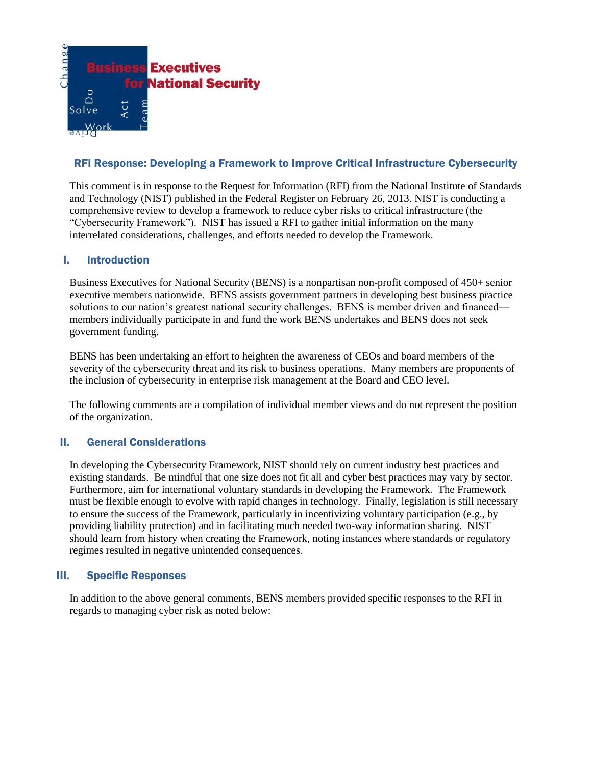Business Executives for National Security

## RFI Response: Developing a Framework to Improve Critical Infrastructure Cybersecurity

This comment is in response to the Request for Information (RFI) from the National Institute of Standards and Technology (NIST) published in the Federal Register on February 26, 2013. NIST is conducting a comprehensive review to develop a framework to reduce cyber risks to critical infrastructure (the "Cybersecurity Framework"). NIST has issued a RFI to gather initial information on the many interrelated considerations, challenges, and efforts needed to develop the Framework.

### I. Introduction

Business Executives for National Security (BENS) is a nonpartisan non-profit composed of 450+ senior executive members nationwide. BENS assists government partners in developing best business practice solutions to our nation's greatest national security challenges. BENS is member driven and financed—members individually participate in and fund the work BENS undertakes and BENS does not seek government funding.

BENS has been undertaking an effort to heighten the awareness of CEOs and board members of the severity of the cybersecurity threat and its risk to business operations. Many members are proponents of the inclusion of cybersecurity in enterprise risk management at the Board and CEO level.

The following comments are a compilation of individual member views and do not represent the position of the organization.

### II. General Considerations

In developing the Cybersecurity Framework, NIST should rely on current industry best practices and existing standards. Be mindful that one size does not fit all and cyber best practices may vary by sector. Furthermore, aim for international voluntary standards in developing the Framework. The Framework must be flexible enough to evolve with rapid changes in technology. Finally, legislation is still necessary to ensure the success of the Framework, particularly in incentivizing voluntary participation (e.g., by providing liability protection) and in facilitating much needed two-way information sharing. NIST should learn from history when creating the Framework, noting instances where standards or regulatory regimes resulted in negative unintended consequences.

### III. Specific Responses

In addition to the above general comments, BENS members provided specific responses to the RFI in regards to managing cyber risk as noted below: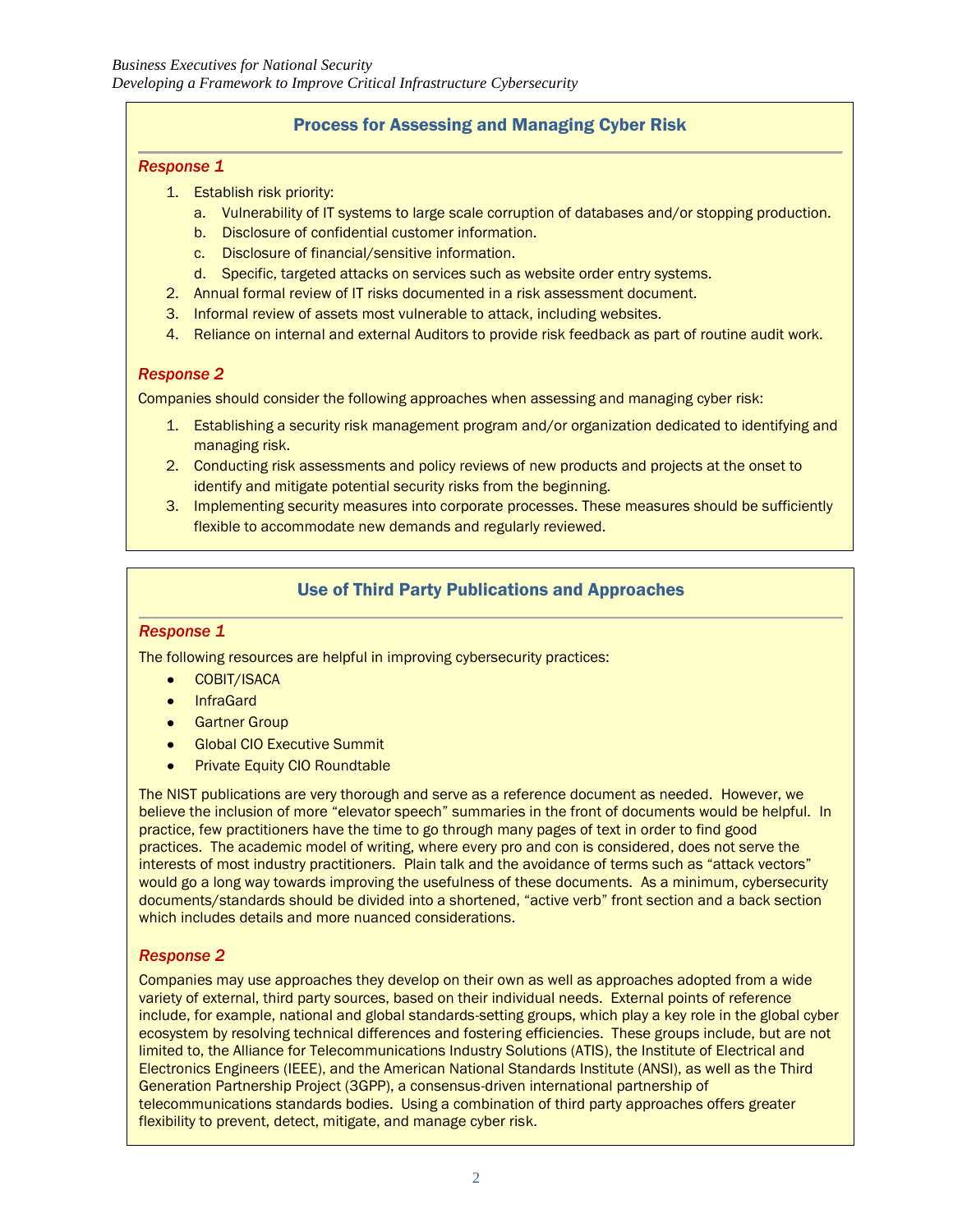## Process for Assessing and Managing Cyber Risk

### *Response 1*

1. Establish risk priority:
   a. Vulnerability of IT systems to large scale corruption of databases and/or stopping production.
   b. Disclosure of confidential customer information.
   c. Disclosure of financial/sensitive information.
   d. Specific, targeted attacks on services such as website order entry systems.
2. Annual formal review of IT risks documented in a risk assessment document.
3. Informal review of assets most vulnerable to attack, including websites.
4. Reliance on internal and external Auditors to provide risk feedback as part of routine audit work.

### *Response 2*

Companies should consider the following approaches when assessing and managing cyber risk:

1. Establishing a security risk management program and/or organization dedicated to identifying and managing risk.
2. Conducting risk assessments and policy reviews of new products and projects at the onset to identify and mitigate potential security risks from the beginning.
3. Implementing security measures into corporate processes. These measures should be sufficiently flexible to accommodate new demands and regularly reviewed.

## Use of Third Party Publications and Approaches

### *Response 1*

The following resources are helpful in improving cybersecurity practices:

- COBIT/ISACA
- InfraGard
- Gartner Group
- Global CIO Executive Summit
- Private Equity CIO Roundtable

The NIST publications are very thorough and serve as a reference document as needed. However, we believe the inclusion of more "elevator speech" summaries in the front of documents would be helpful. In practice, few practitioners have the time to go through many pages of text in order to find good practices. The academic model of writing, where every pro and con is considered, does not serve the interests of most industry practitioners. Plain talk and the avoidance of terms such as "attack vectors" would go a long way towards improving the usefulness of these documents. As a minimum, cybersecurity documents/standards should be divided into a shortened, "active verb" front section and a back section which includes details and more nuanced considerations.

### *Response 2*

Companies may use approaches they develop on their own as well as approaches adopted from a wide variety of external, third party sources, based on their individual needs. External points of reference include, for example, national and global standards-setting groups, which play a key role in the global cyber ecosystem by resolving technical differences and fostering efficiencies. These groups include, but are not limited to, the Alliance for Telecommunications Industry Solutions (ATIS), the Institute of Electrical and Electronics Engineers (IEEE), and the American National Standards Institute (ANSI), as well as the Third Generation Partnership Project (3GPP), a consensus-driven international partnership of telecommunications standards bodies. Using a combination of third party approaches offers greater flexibility to prevent, detect, mitigate, and manage cyber risk.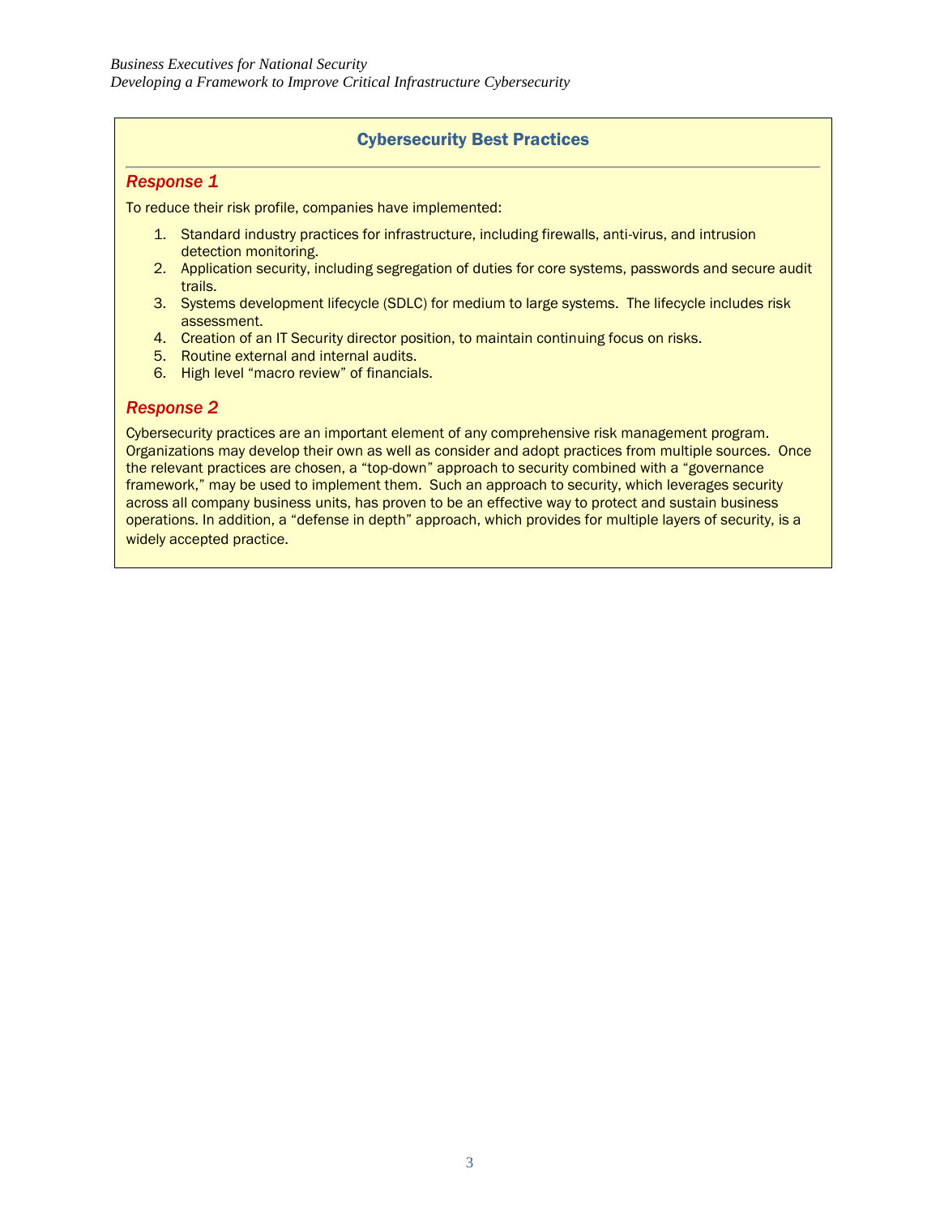## Cybersecurity Best Practices

### *Response 1*

To reduce their risk profile, companies have implemented:

1. Standard industry practices for infrastructure, including firewalls, anti-virus, and intrusion detection monitoring.
2. Application security, including segregation of duties for core systems, passwords and secure audit trails.
3. Systems development lifecycle (SDLC) for medium to large systems. The lifecycle includes risk assessment.
4. Creation of an IT Security director position, to maintain continuing focus on risks.
5. Routine external and internal audits.
6. High level "macro review" of financials.

### *Response 2*

Cybersecurity practices are an important element of any comprehensive risk management program. Organizations may develop their own as well as consider and adopt practices from multiple sources. Once the relevant practices are chosen, a "top-down" approach to security combined with a "governance framework," may be used to implement them. Such an approach to security, which leverages security across all company business units, has proven to be an effective way to protect and sustain business operations. In addition, a "defense in depth" approach, which provides for multiple layers of security, is a widely accepted practice.